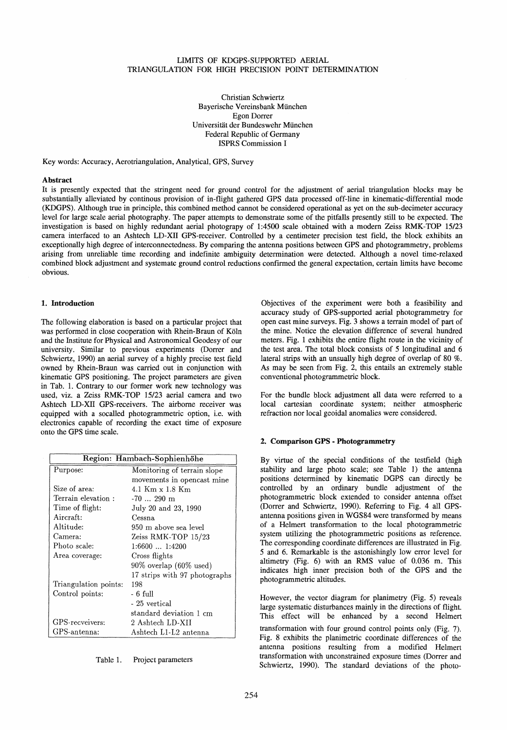# LIMITS OF KDGPS-SUPPORTED AERIAL TRIANGULATION FOR HIGH PRECISION POINT DETERMINATION

Christian Schwiertz
Bayerische Vereinsbank München
Egon Dorrer
Universität der Bundeswehr München
Federal Republic of Germany
ISPRS Commission I

Key words: Accuracy, Aerotriangulation, Analytical, GPS, Survey

## Abstract

It is presently expected that the stringent need for ground control for the adjustment of aerial triangulation blocks may be substantially alleviated by continous provision of in-flight gathered GPS data processed off-line in kinematic-differential mode (KDGPS). Although true in principle, this combined method cannot be considered operational as yet on the sub-decimeter accuracy level for large scale aerial photography. The paper attempts to demonstrate some of the pitfalls presently still to be expected. The investigation is based on highly redundant aerial photogrpahy of 1:4500 scale obtained with a modern Zeiss RMK-TOP 15/23 camera interfaced to an Ashtech LD-XII GPS-receiver. Controlled by a centimeter precision test field, the block exhibits an exceptionally high degree of interconnectedness. By comparing the antenna positions between GPS and photogrammetry, problems arising from unreliable time recording and indefinite ambiguity determination were detected. Although a novel time-relaxed combined block adjustment and systematc ground control reductions confirmed the general expectation, certain limits have become obvious.

## 1. Introduction

The following elaboration is based on a particular project that was performed in close cooperation with Rhein-Braun of Köln and the Institute for Physical and Astronomical Geodesy of our university. Similar to previous experiments (Dorrer and Schwiertz, 1990) an aerial survey of a highly precise test field owned by Rhein-Braun was carried out in conjunction with kinematic GPS positioning. The project parameters are given in Tab. 1. Contrary to our former work new technology was used, viz. a Zeiss RMK-TOP 15/23 aerial camera and two Ashtech LD-XII GPS-receivers. The airborne receiver was equipped with a socalled photogrammetric option, i.e. with electronics capable of recording the exact time of exposure onto the GPS time scale.

| Region: Hambach-Sophienhöhe | |
|---|---|
| Purpose: | Monitoring of terrain slope movements in opencast mine |
| Size of area: | 4.1 Km x 1.8 Km |
| Terrain elevation : | -70 ... 290 m |
| Time of flight: | July 20 and 23, 1990 |
| Aircraft: | Cessna |
| Altitude: | 950 m above sea level |
| Camera: | Zeiss RMK-TOP 15/23 |
| Photo scale: | 1:6600 ... 1:4200 |
| Area coverage: | Cross flights<br>90% overlap (60% used)<br>17 strips with 97 photographs |
| Triangulation points: | 198 |
| Control points: | - 6 full<br>- 25 vertical<br>standard deviation 1 cm |
| GPS-recveivers: | 2 Ashtech LD-XII |
| GPS-antenna: | Ashtech L1-L2 antenna |

Table 1. Project parameters

Objectives of the experiment were both a feasibility and accuracy study of GPS-supported aerial photogrammetry for open cast mine surveys. Fig. 3 shows a terrain model of part of the mine. Notice the elevation difference of several hundred meters. Fig. 1 exhibits the entire flight route in the vicinity of the test area. The total block consists of 5 longitudinal and 6 lateral strips with an unsually high degree of overlap of 80 %. As may be seen from Fig. 2, this entails an extremely stable conventional photogrammetric block.

For the bundle block adjustment all data were referred to a local cartesian coordinate system; neither atmospheric refraction nor local geoidal anomalies were considered.

## 2. Comparison GPS - Photogrammetry

By virtue of the special conditions of the testfield (high stability and large photo scale; see Table 1) the antenna positions determined by kinematic DGPS can directly be controlled by an ordinary bundle adjustment of the photogrammetric block extended to consider antenna offset (Dorrer and Schwiertz, 1990). Referring to Fig. 4 all GPS-antenna positions given in WGS84 were transformed by means of a Helmert transformation to the local photogrammetric system utilizing the photogrammetric positions as reference. The corresponding coordinate differences are illustrated in Fig. 5 and 6. Remarkable is the astonishingly low error level for altimetry (Fig. 6) with an RMS value of 0.036 m. This indicates high inner precision both of the GPS and the photogrammetric altitudes.

However, the vector diagram for planimetry (Fig. 5) reveals large systematic disturbances mainly in the directions of flight. This effect will be enhanced by a second Helmert transformation with four ground control points only (Fig. 7). Fig. 8 exhibits the planimetric coordinate differences of the antenna positions resulting from a modified Helmert transformation with unconstrained exposure times (Dorrer and Schwiertz, 1990). The standard deviations of the photo-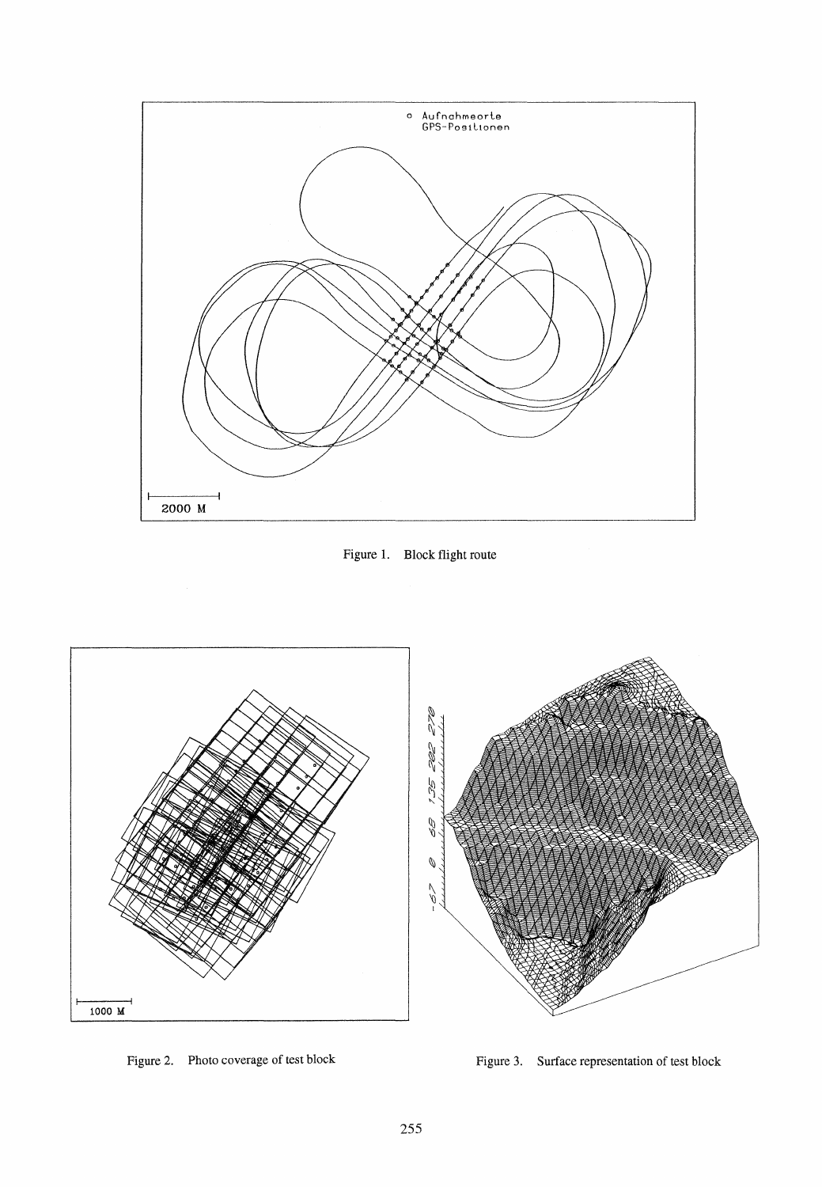Figure 1. Block flight route

Figure 2. Photo coverage of test block

Figure 3. Surface representation of test block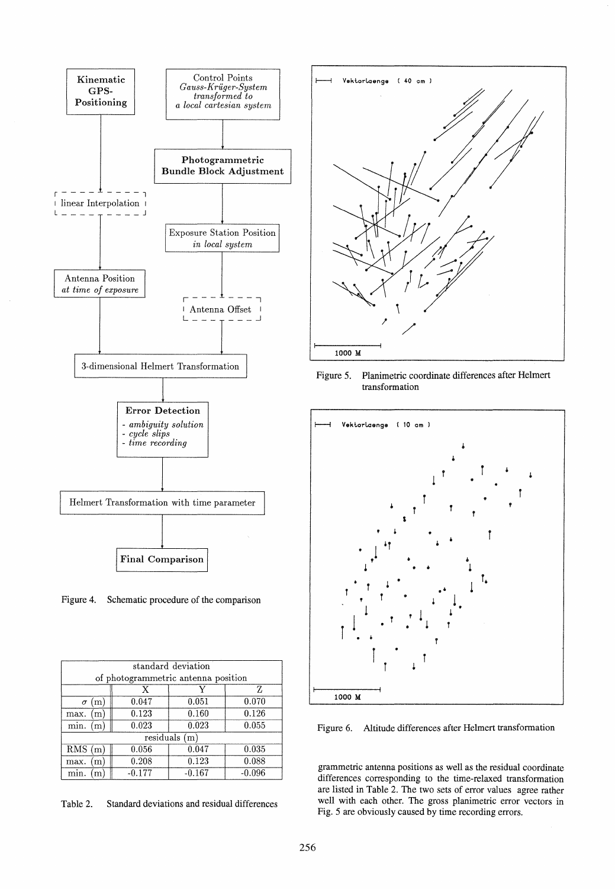Kinematic GPS-Positioning → linear Interpolation → Antenna Position *at time of exposure*

Control Points *Gauss-Krüger-System transformed to a local cartesian system* → Photogrammetric Bundle Block Adjustment → Exposure Station Position *in local system* → Antenna Offset

→ 3-dimensional Helmert Transformation → Error Detection (*- ambiguity solution*, *- cycle slips*, *- time recording*) → Helmert Transformation with time parameter → Final Comparison

Figure 4. Schematic procedure of the comparison

| standard deviation of photogrammetric antenna position | | | |
|---|---|---|---|
| | X | Y | Z |
| $\sigma$ (m) | 0.047 | 0.051 | 0.070 |
| max. (m) | 0.123 | 0.160 | 0.126 |
| min. (m) | 0.023 | 0.023 | 0.055 |
| residuals (m) | | | |
| RMS (m) | 0.056 | 0.047 | 0.035 |
| max. (m) | 0.208 | 0.123 | 0.088 |
| min. (m) | -0.177 | -0.167 | -0.096 |

Table 2. Standard deviations and residual differences

Vektorlaenge ( 40 cm )

1000 M

Figure 5. Planimetric coordinate differences after Helmert transformation

Vektorlaenge ( 10 cm )

1000 M

Figure 6. Altitude differences after Helmert transformation

grammetric antenna positions as well as the residual coordinate differences corresponding to the time-relaxed transformation are listed in Table 2. The two sets of error values agree rather well with each other. The gross planimetric error vectors in Fig. 5 are obviously caused by time recording errors.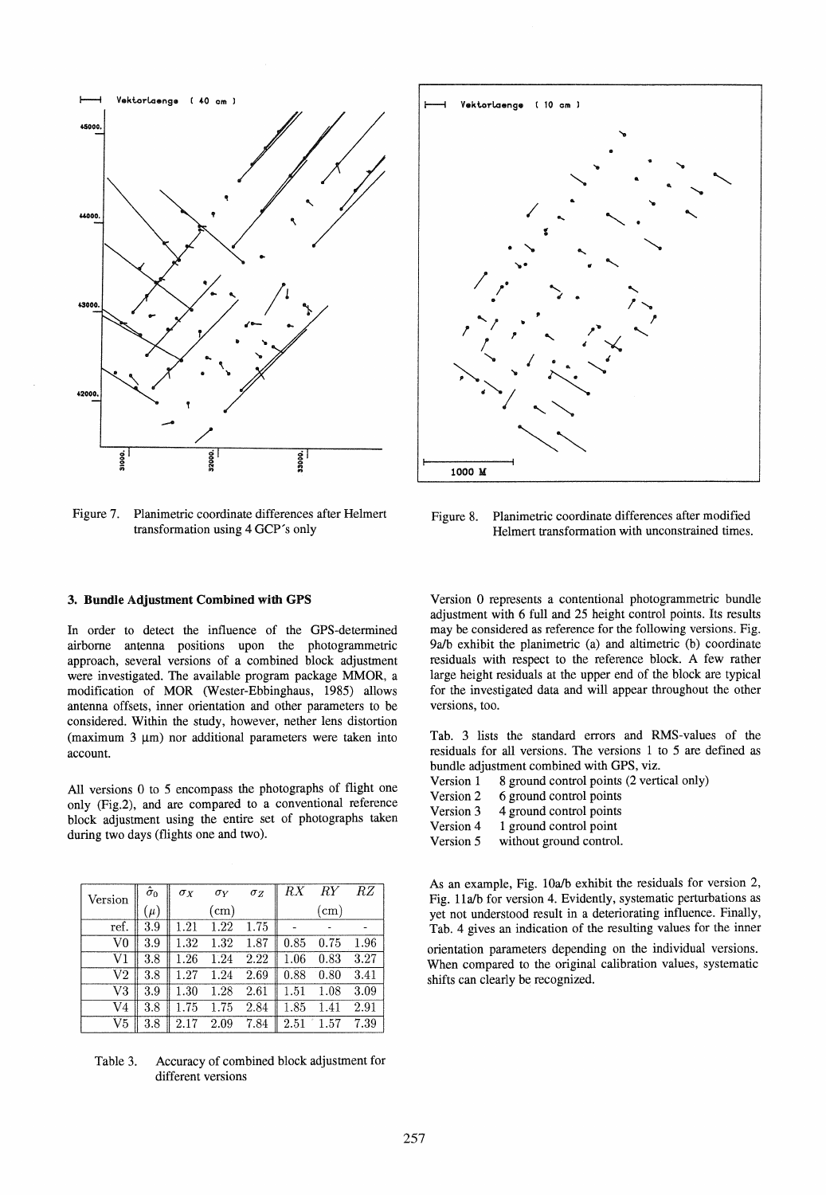Figure 7. Planimetric coordinate differences after Helmert transformation using 4 GCP's only

Figure 8. Planimetric coordinate differences after modified Helmert transformation with unconstrained times.

### 3. Bundle Adjustment Combined with GPS

In order to detect the influence of the GPS-determined airborne antenna positions upon the photogrammetric approach, several versions of a combined block adjustment were investigated. The available program package MMOR, a modification of MOR (Wester-Ebbinghaus, 1985) allows antenna offsets, inner orientation and other parameters to be considered. Within the study, however, nether lens distortion (maximum 3 μm) nor additional parameters were taken into account.

All versions 0 to 5 encompass the photographs of flight one only (Fig.2), and are compared to a conventional reference block adjustment using the entire set of photographs taken during two days (flights one and two).

| Version | $\hat{\sigma}_0$ ($\mu$) | $\sigma_X$ | $\sigma_Y$ (cm) | $\sigma_Z$ | $RX$ | $RY$ (cm) | $RZ$ |
|---|---|---|---|---|---|---|---|
| ref. | 3.9 | 1.21 | 1.22 | 1.75 | - | - | - |
| V0 | 3.9 | 1.32 | 1.32 | 1.87 | 0.85 | 0.75 | 1.96 |
| V1 | 3.8 | 1.26 | 1.24 | 2.22 | 1.06 | 0.83 | 3.27 |
| V2 | 3.8 | 1.27 | 1.24 | 2.69 | 0.88 | 0.80 | 3.41 |
| V3 | 3.9 | 1.30 | 1.28 | 2.61 | 1.51 | 1.08 | 3.09 |
| V4 | 3.8 | 1.75 | 1.75 | 2.84 | 1.85 | 1.41 | 2.91 |
| V5 | 3.8 | 2.17 | 2.09 | 7.84 | 2.51 | 1.57 | 7.39 |

Table 3. Accuracy of combined block adjustment for different versions

Version 0 represents a contentional photogrammetric bundle adjustment with 6 full and 25 height control points. Its results may be considered as reference for the following versions. Fig. 9a/b exhibit the planimetric (a) and altimetric (b) coordinate residuals with respect to the reference block. A few rather large height residuals at the upper end of the block are typical for the investigated data and will appear throughout the other versions, too.

Tab. 3 lists the standard errors and RMS-values of the residuals for all versions. The versions 1 to 5 are defined as bundle adjustment combined with GPS, viz.

- Version 1 8 ground control points (2 vertical only)
- Version 2 6 ground control points
- Version 3 4 ground control points
- Version 4 1 ground control point
- Version 5 without ground control.

As an example, Fig. 10a/b exhibit the residuals for version 2, Fig. 11a/b for version 4. Evidently, systematic perturbations as yet not understood result in a deteriorating influence. Finally, Tab. 4 gives an indication of the resulting values for the inner orientation parameters depending on the individual versions. When compared to the original calibration values, systematic shifts can clearly be recognized.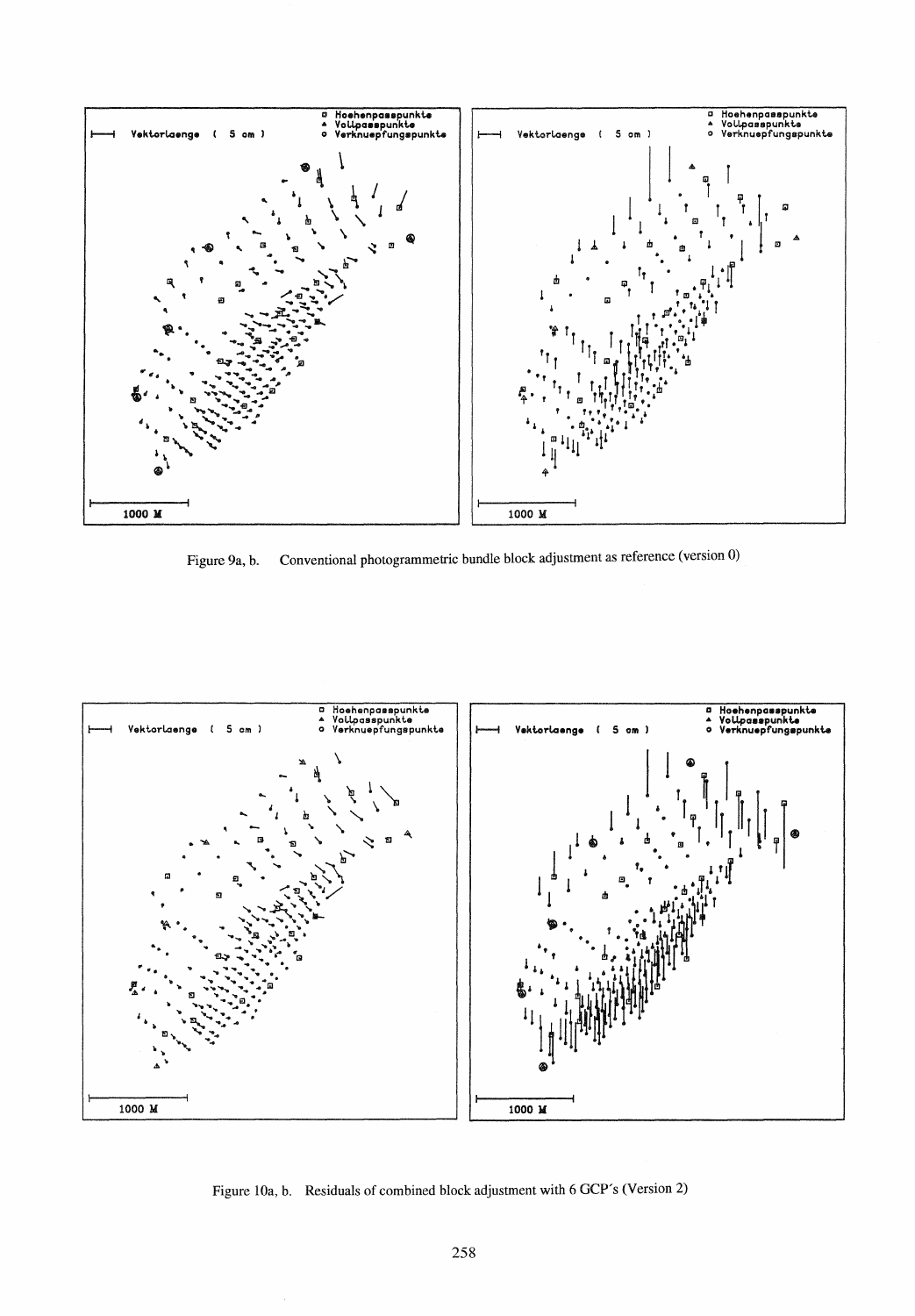Figure 9a, b. Conventional photogrammetric bundle block adjustment as reference (version 0)

Figure 10a, b. Residuals of combined block adjustment with 6 GCP´s (Version 2)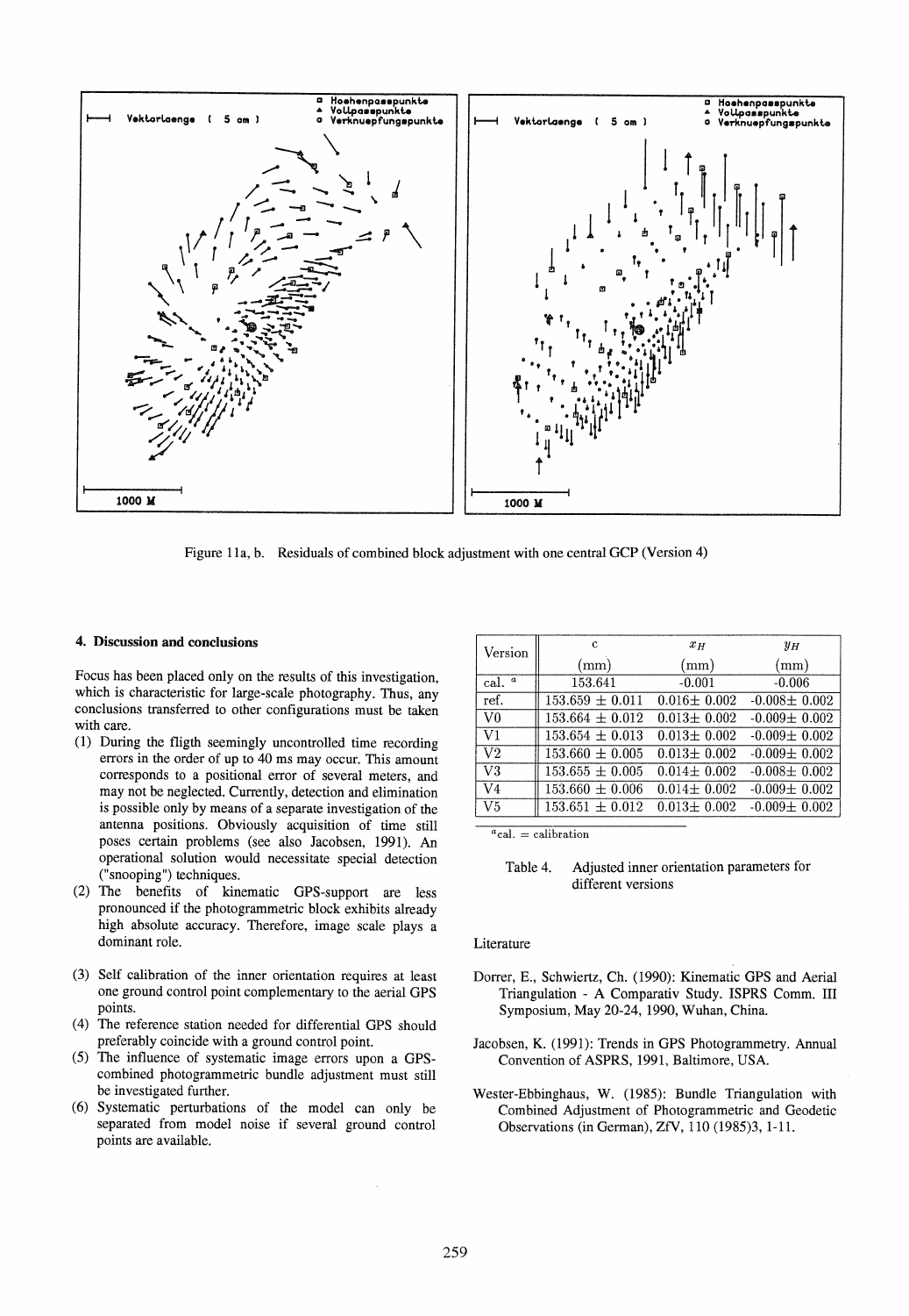▫ Hoehenpasspunkte
▴ Vollpasspunkte
○ Verknuepfungspunkte

Vektorlaenge ( 5 cm )

1000 M

▫ Hoehenpasspunkte
▴ Vollpasspunkte
○ Verknuepfungspunkte

Vektorlaenge ( 5 cm )

1000 M

Figure 11a, b. Residuals of combined block adjustment with one central GCP (Version 4)

## 4. Discussion and conclusions

Focus has been placed only on the results of this investigation, which is characteristic for large-scale photography. Thus, any conclusions transferred to other configurations must be taken with care.

(1) During the fligth seemingly uncontrolled time recording errors in the order of up to 40 ms may occur. This amount corresponds to a positional error of several meters, and may not be neglected. Currently, detection and elimination is possible only by means of a separate investigation of the antenna positions. Obviously acquisition of time still poses certain problems (see also Jacobsen, 1991). An operational solution would necessitate special detection ("snooping") techniques.

(2) The benefits of kinematic GPS-support are less pronounced if the photogrammetric block exhibits already high absolute accuracy. Therefore, image scale plays a dominant role.

(3) Self calibration of the inner orientation requires at least one ground control point complementary to the aerial GPS points.

(4) The reference station needed for differential GPS should preferably coincide with a ground control point.

(5) The influence of systematic image errors upon a GPS-combined photogrammetric bundle adjustment must still be investigated further.

(6) Systematic perturbations of the model can only be separated from model noise if several ground control points are available.

| Version | c (mm) | $x_H$ (mm) | $y_H$ (mm) |
|---|---|---|---|
| cal. [a] | 153.641 | -0.001 | -0.006 |
| ref. | 153.659 ± 0.011 | 0.016± 0.002 | -0.008± 0.002 |
| V0 | 153.664 ± 0.012 | 0.013± 0.002 | -0.009± 0.002 |
| V1 | 153.654 ± 0.013 | 0.013± 0.002 | -0.009± 0.002 |
| V2 | 153.660 ± 0.005 | 0.013± 0.002 | -0.009± 0.002 |
| V3 | 153.655 ± 0.005 | 0.014± 0.002 | -0.008± 0.002 |
| V4 | 153.660 ± 0.006 | 0.014± 0.002 | -0.009± 0.002 |
| V5 | 153.651 ± 0.012 | 0.013± 0.002 | -0.009± 0.002 |

[a]cal. = calibration

Table 4. Adjusted inner orientation parameters for different versions

### Literature

Dorrer, E., Schwiertz, Ch. (1990): Kinematic GPS and Aerial Triangulation - A Comparativ Study. ISPRS Comm. III Symposium, May 20-24, 1990, Wuhan, China.

Jacobsen, K. (1991): Trends in GPS Photogrammetry. Annual Convention of ASPRS, 1991, Baltimore, USA.

Wester-Ebbinghaus, W. (1985): Bundle Triangulation with Combined Adjustment of Photogrammetric and Geodetic Observations (in German), ZfV, 110 (1985)3, 1-11.